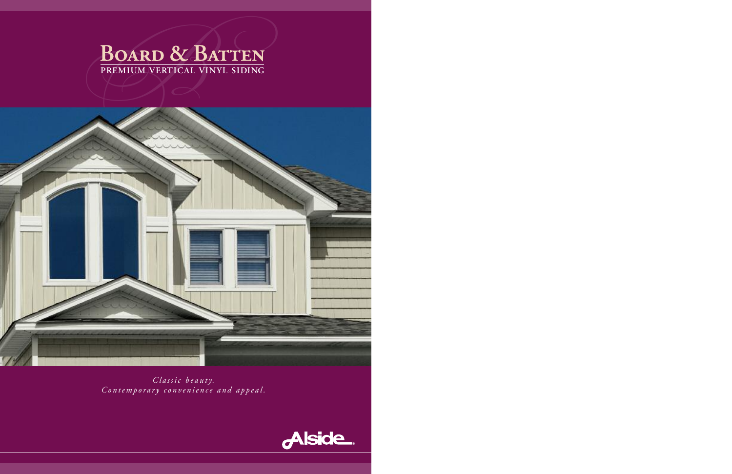# Board & Batten

## PREMIUM VERTICAL VINYL SIDING

*Classic beauty.*
*Contemporary convenience and appeal.*

Alside®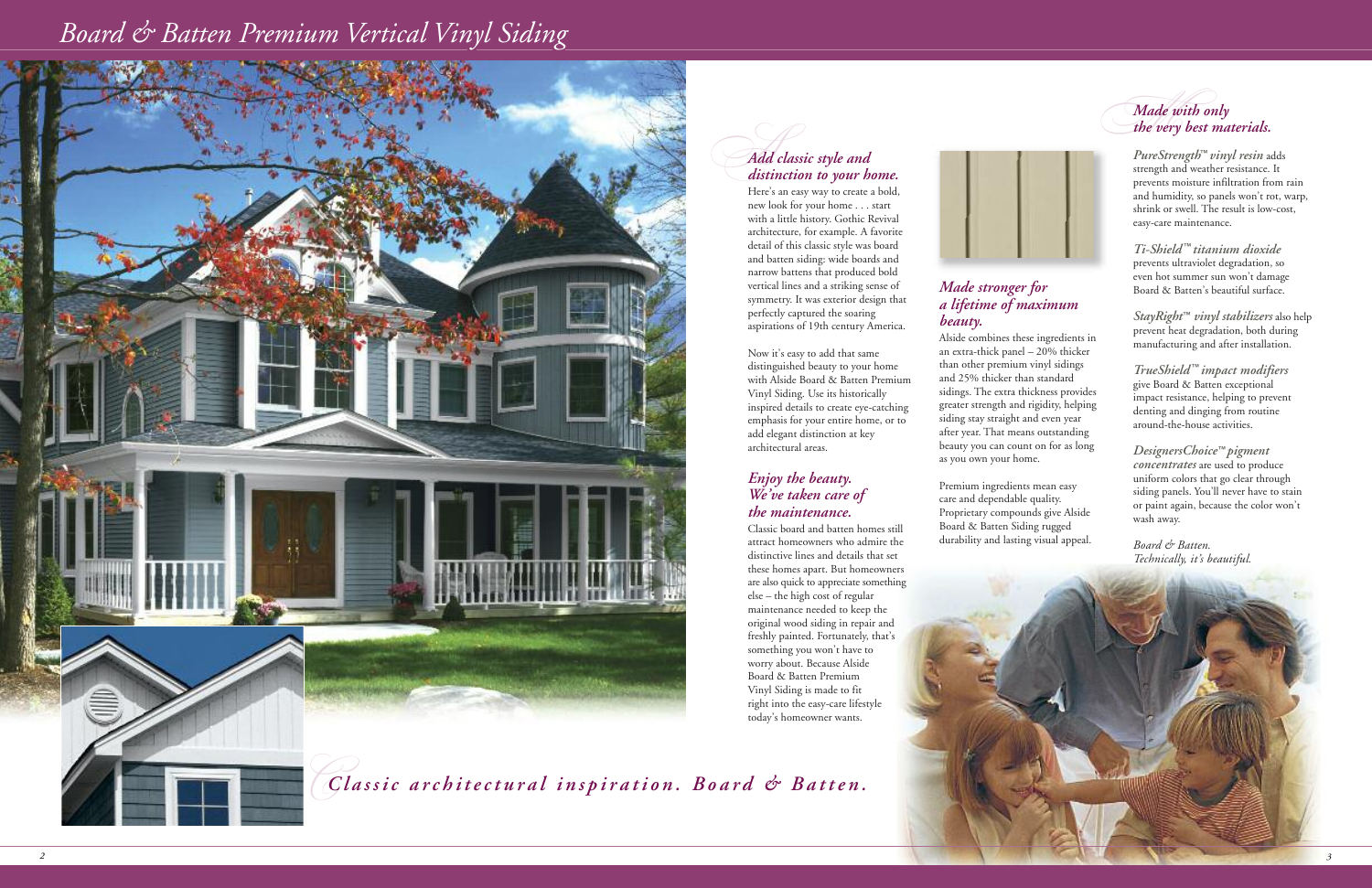# Board & Batten Premium Vertical Vinyl Siding

## *Add classic style and distinction to your home.*

Here's an easy way to create a bold, new look for your home . . . start with a little history. Gothic Revival architecture, for example. A favorite detail of this classic style was board and batten siding: wide boards and narrow battens that produced bold vertical lines and a striking sense of symmetry. It was exterior design that perfectly captured the soaring aspirations of 19th century America.

Now it's easy to add that same distinguished beauty to your home with Alside Board & Batten Premium Vinyl Siding. Use its historically inspired details to create eye-catching emphasis for your entire home, or to add elegant distinction at key architectural areas.

## *Enjoy the beauty. We've taken care of the maintenance.*

Classic board and batten homes still attract homeowners who admire the distinctive lines and details that set these homes apart. But homeowners are also quick to appreciate something else – the high cost of regular maintenance needed to keep the original wood siding in repair and freshly painted. Fortunately, that's something you won't have to worry about. Because Alside Board & Batten Premium Vinyl Siding is made to fit right into the easy-care lifestyle today's homeowner wants.

## *Made stronger for a lifetime of maximum beauty.*

Alside combines these ingredients in an extra-thick panel – 20% thicker than other premium vinyl sidings and 25% thicker than standard sidings. The extra thickness provides greater strength and rigidity, helping siding stay straight and even year after year. That means outstanding beauty you can count on for as long as you own your home.

Premium ingredients mean easy care and dependable quality. Proprietary compounds give Alside Board & Batten Siding rugged durability and lasting visual appeal.

## *Made with only the very best materials.*

***PureStrength™ vinyl resin*** adds strength and weather resistance. It prevents moisture infiltration from rain and humidity, so panels won't rot, warp, shrink or swell. The result is low-cost, easy-care maintenance.

***Ti-Shield™ titanium dioxide*** prevents ultraviolet degradation, so even hot summer sun won't damage Board & Batten's beautiful surface.

***StayRight™ vinyl stabilizers*** also help prevent heat degradation, both during manufacturing and after installation.

***TrueShield™ impact modifiers*** give Board & Batten exceptional impact resistance, helping to prevent denting and dinging from routine around-the-house activities.

***DesignersChoice™ pigment concentrates*** are used to produce uniform colors that go clear through siding panels. You'll never have to stain or paint again, because the color won't wash away.

*Board & Batten. Technically, it's beautiful.*

*Classic architectural inspiration. Board & Batten.*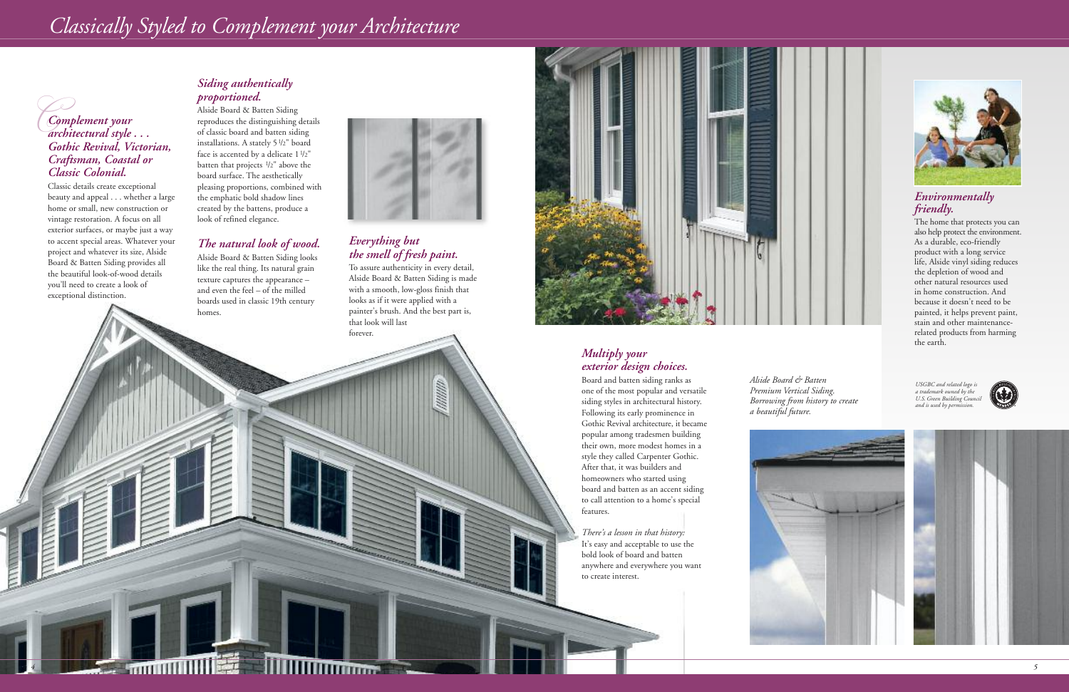# Classically Styled to Complement your Architecture

## Complement your architectural style . . . Gothic Revival, Victorian, Craftsman, Coastal or Classic Colonial.

Classic details create exceptional beauty and appeal . . . whether a large home or small, new construction or vintage restoration. A focus on all exterior surfaces, or maybe just a way to accent special areas. Whatever your project and whatever its size, Alside Board & Batten Siding provides all the beautiful look-of-wood details you'll need to create a look of exceptional distinction.

### *Siding authentically proportioned.*

Alside Board & Batten Siding reproduces the distinguishing details of classic board and batten siding installations. A stately 5 1/2" board face is accented by a delicate 1 1/2" batten that projects 1/2" above the board surface. The aesthetically pleasing proportions, combined with the emphatic bold shadow lines created by the battens, produce a look of refined elegance.

### *The natural look of wood.*

Alside Board & Batten Siding looks like the real thing. Its natural grain texture captures the appearance – and even the feel – of the milled boards used in classic 19th century homes.

### *Everything but the smell of fresh paint.*

To assure authenticity in every detail, Alside Board & Batten Siding is made with a smooth, low-gloss finish that looks as if it were applied with a painter's brush. And the best part is, that look will last forever.

### *Multiply your exterior design choices.*

Board and batten siding ranks as one of the most popular and versatile siding styles in architectural history. Following its early prominence in Gothic Revival architecture, it became popular among tradesmen building their own, more modest homes in a style they called Carpenter Gothic. After that, it was builders and homeowners who started using board and batten as an accent siding to call attention to a home's special features.

*There's a lesson in that history:* It's easy and acceptable to use the bold look of board and batten anywhere and everywhere you want to create interest.

*Alside Board & Batten Premium Vertical Siding. Borrowing from history to create a beautiful future.*

### *Environmentally friendly.*

The home that protects you can also help protect the environment. As a durable, eco-friendly product with a long service life, Alside vinyl siding reduces the depletion of wood and other natural resources used in home construction. And because it doesn't need to be painted, it helps prevent paint, stain and other maintenance-related products from harming the earth.

*USGBC and related logo is a trademark owned by the U.S. Green Building Council and is used by permission.*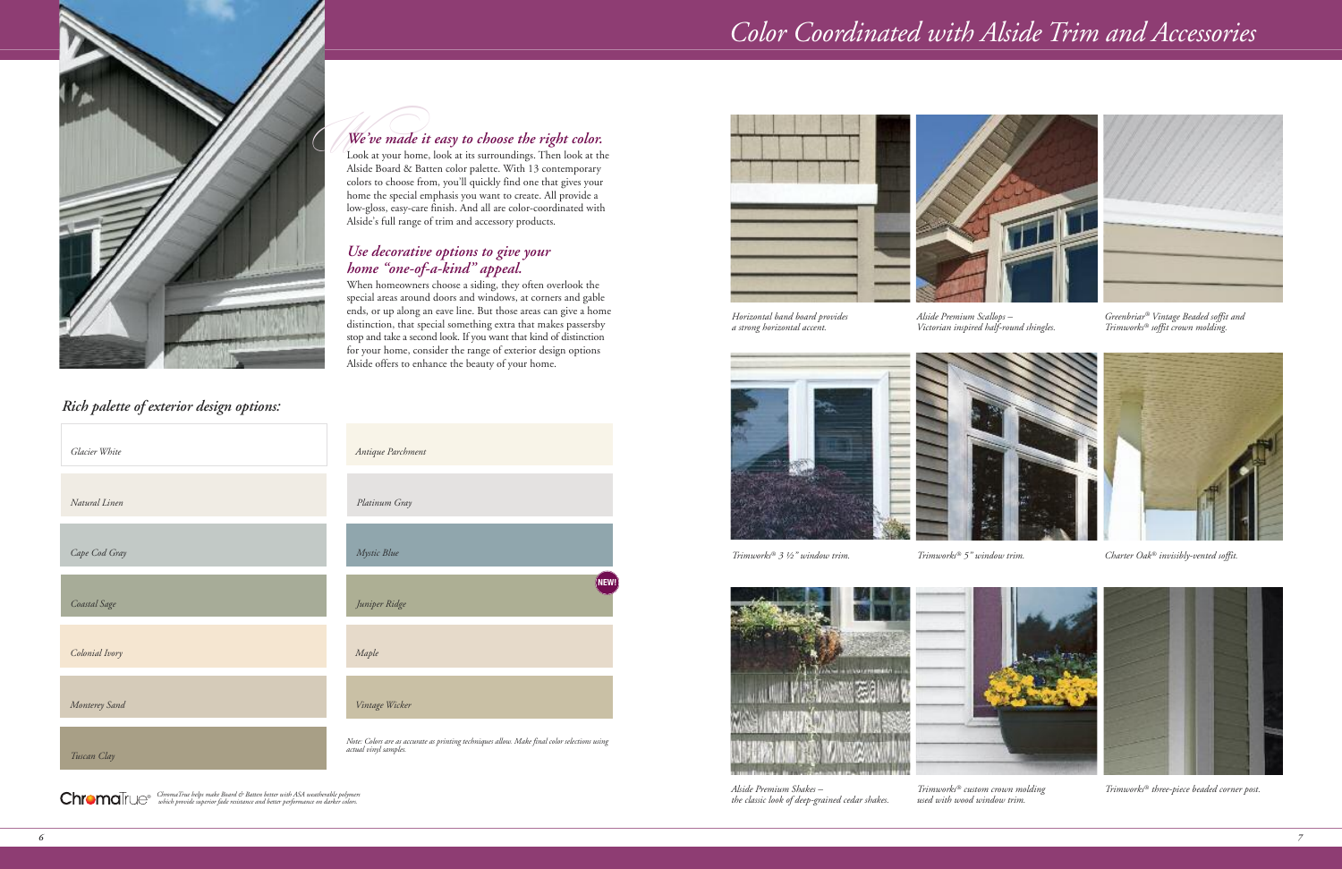# Color Coordinated with Alside Trim and Accessories

## *We've made it easy to choose the right color.*

Look at your home, look at its surroundings. Then look at the Alside Board & Batten color palette. With 13 contemporary colors to choose from, you'll quickly find one that gives your home the special emphasis you want to create. All provide a low-gloss, easy-care finish. And all are color-coordinated with Alside's full range of trim and accessory products.

## *Use decorative options to give your home "one-of-a-kind" appeal.*

When homeowners choose a siding, they often overlook the special areas around doors and windows, at corners and gable ends, or up along an eave line. But those areas can give a home distinction, that special something extra that makes passersby stop and take a second look. If you want that kind of distinction for your home, consider the range of exterior design options Alside offers to enhance the beauty of your home.

## *Rich palette of exterior design options:*

- *Glacier White*
- *Natural Linen*
- *Cape Cod Gray*
- *Coastal Sage*
- *Colonial Ivory*
- *Monterey Sand*
- *Tuscan Clay*
- *Antique Parchment*
- *Platinum Gray*
- *Mystic Blue*
- *Juniper Ridge* NEW!
- *Maple*
- *Vintage Wicker*

*Note: Colors are as accurate as printing techniques allow. Make final color selections using actual vinyl samples.*

ChromaTrue® *ChromaTrue helps make Board & Batten better with ASA weatherable polymers which provide superior fade resistance and better performance on darker colors.*

*Horizontal band board provides a strong horizontal accent.*

*Alside Premium Scallops – Victorian inspired half-round shingles.*

*Greenbriar® Vintage Beaded soffit and Trimworks® soffit crown molding.*

*Trimworks® 3 ½" window trim.*

*Trimworks® 5" window trim.*

*Charter Oak® invisibly-vented soffit.*

*Alside Premium Shakes – the classic look of deep-grained cedar shakes.*

*Trimworks® custom crown molding used with wood window trim.*

*Trimworks® three-piece beaded corner post.*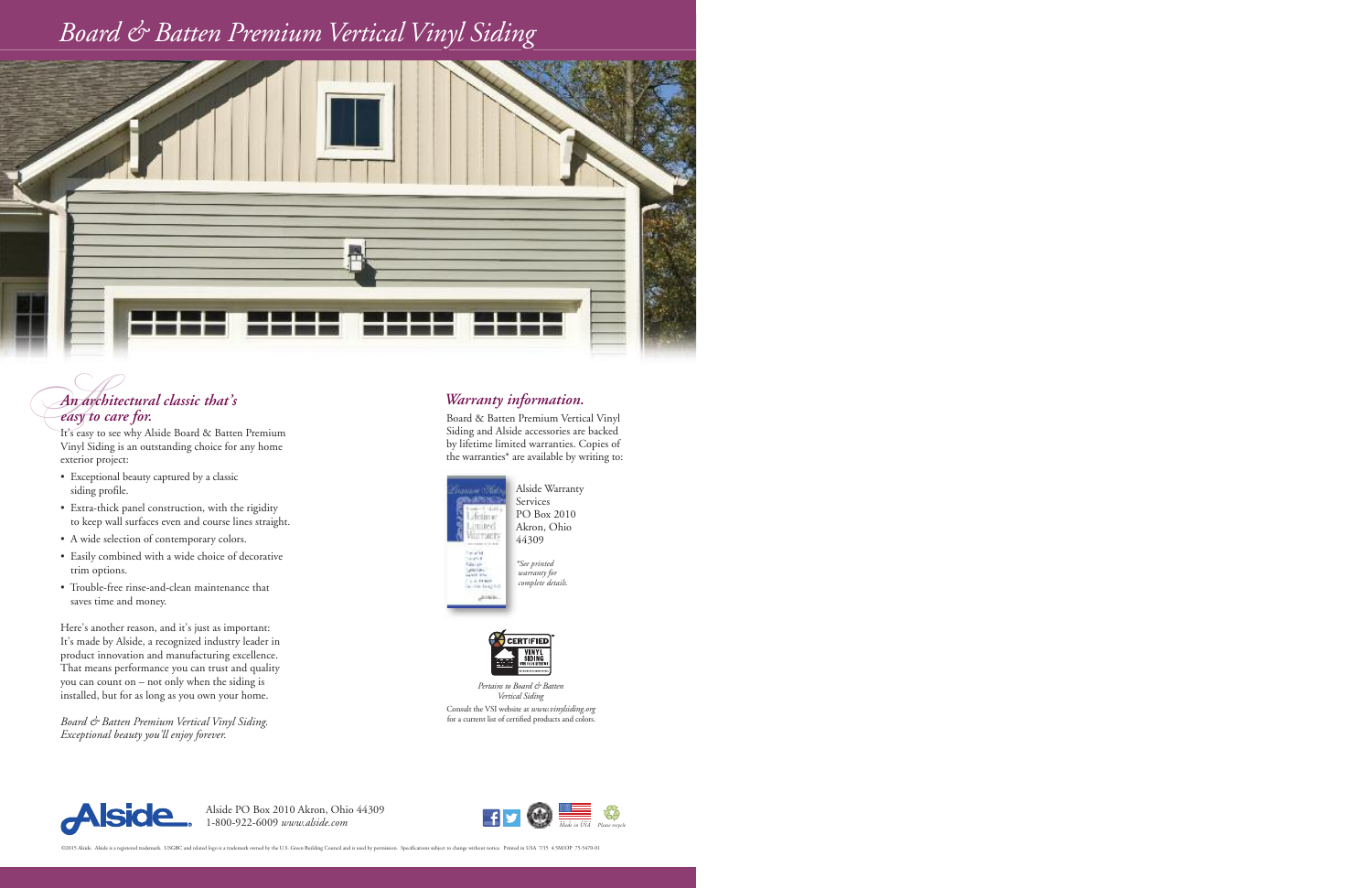# Board & Batten Premium Vertical Vinyl Siding

## *An architectural classic that's easy to care for.*

It's easy to see why Alside Board & Batten Premium Vinyl Siding is an outstanding choice for any home exterior project:

- Exceptional beauty captured by a classic siding profile.
- Extra-thick panel construction, with the rigidity to keep wall surfaces even and course lines straight.
- A wide selection of contemporary colors.
- Easily combined with a wide choice of decorative trim options.
- Trouble-free rinse-and-clean maintenance that saves time and money.

Here's another reason, and it's just as important: It's made by Alside, a recognized industry leader in product innovation and manufacturing excellence. That means performance you can trust and quality you can count on – not only when the siding is installed, but for as long as you own your home.

*Board & Batten Premium Vertical Vinyl Siding. Exceptional beauty you'll enjoy forever.*

## *Warranty information.*

Board & Batten Premium Vertical Vinyl Siding and Alside accessories are backed by lifetime limited warranties. Copies of the warranties* are available by writing to:

Alside Warranty Services
PO Box 2010
Akron, Ohio
44309

*\*See printed warranty for complete details.*

*Pertains to Board & Batten Vertical Siding*

Consult the VSI website at *www.vinylsiding.org* for a current list of certified products and colors.

Alside PO Box 2010 Akron, Ohio 44309
1-800-922-6009 *www.alside.com*

*Made in USA* *Please recycle*

©2015 Alside. Alside is a registered trademark. USGBC and related logo is a trademark owned by the U.S. Green Building Council and is used by permission. Specifications subject to change without notice. Printed in USA 7/15 4.5M/OP 75-5470-01